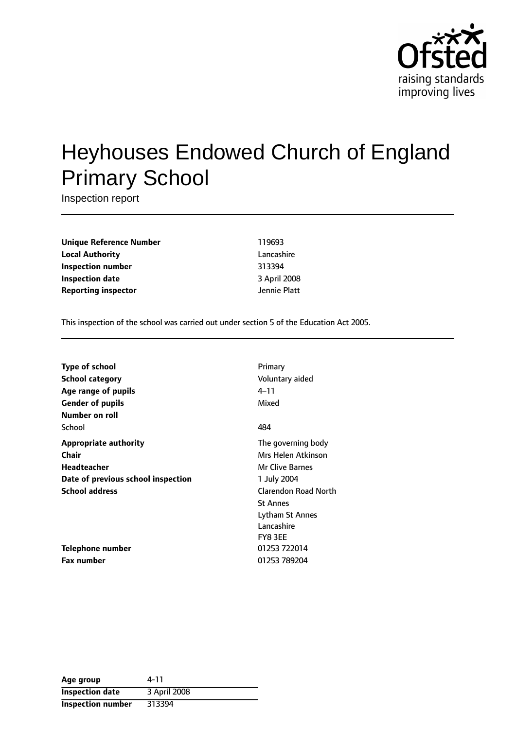# Heyhouses Endowed Church of England Primary School

Inspection report

| | |
|---|---|
| **Unique Reference Number** | 119693 |
| **Local Authority** | Lancashire |
| **Inspection number** | 313394 |
| **Inspection date** | 3 April 2008 |
| **Reporting inspector** | Jennie Platt |

This inspection of the school was carried out under section 5 of the Education Act 2005.

| | |
|---|---|
| **Type of school** | Primary |
| **School category** | Voluntary aided |
| **Age range of pupils** | 4–11 |
| **Gender of pupils** | Mixed |
| **Number on roll** | |
| School | 484 |
| **Appropriate authority** | The governing body |
| **Chair** | Mrs Helen Atkinson |
| **Headteacher** | Mr Clive Barnes |
| **Date of previous school inspection** | 1 July 2004 |
| **School address** | Clarendon Road North<br>St Annes<br>Lytham St Annes<br>Lancashire<br>FY8 3EE |
| **Telephone number** | 01253 722014 |
| **Fax number** | 01253 789204 |

| | |
|---|---|
| **Age group** | 4-11 |
| **Inspection date** | 3 April 2008 |
| **Inspection number** | 313394 |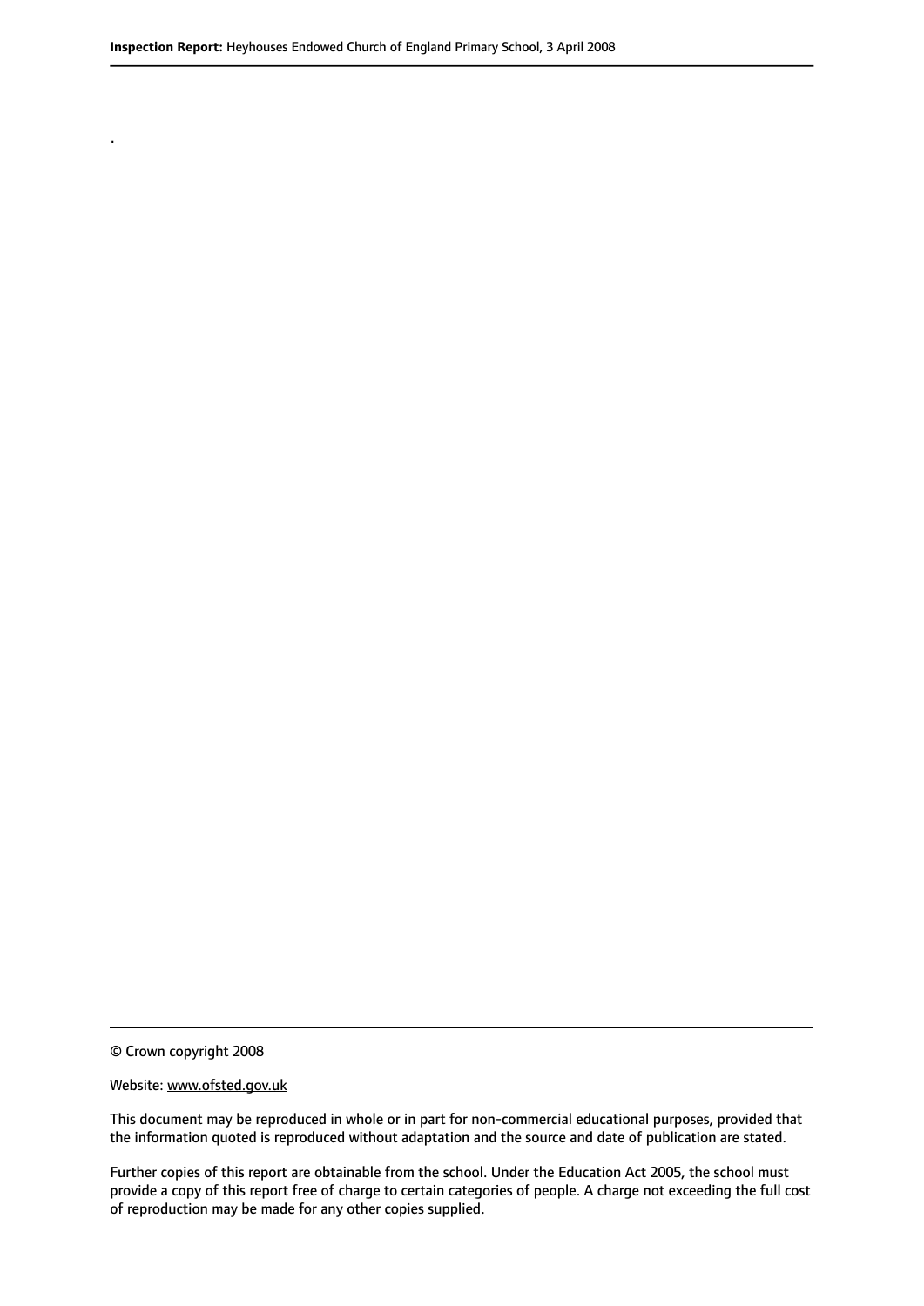.

© Crown copyright 2008

Website: www.ofsted.gov.uk

This document may be reproduced in whole or in part for non-commercial educational purposes, provided that the information quoted is reproduced without adaptation and the source and date of publication are stated.

Further copies of this report are obtainable from the school. Under the Education Act 2005, the school must provide a copy of this report free of charge to certain categories of people. A charge not exceeding the full cost of reproduction may be made for any other copies supplied.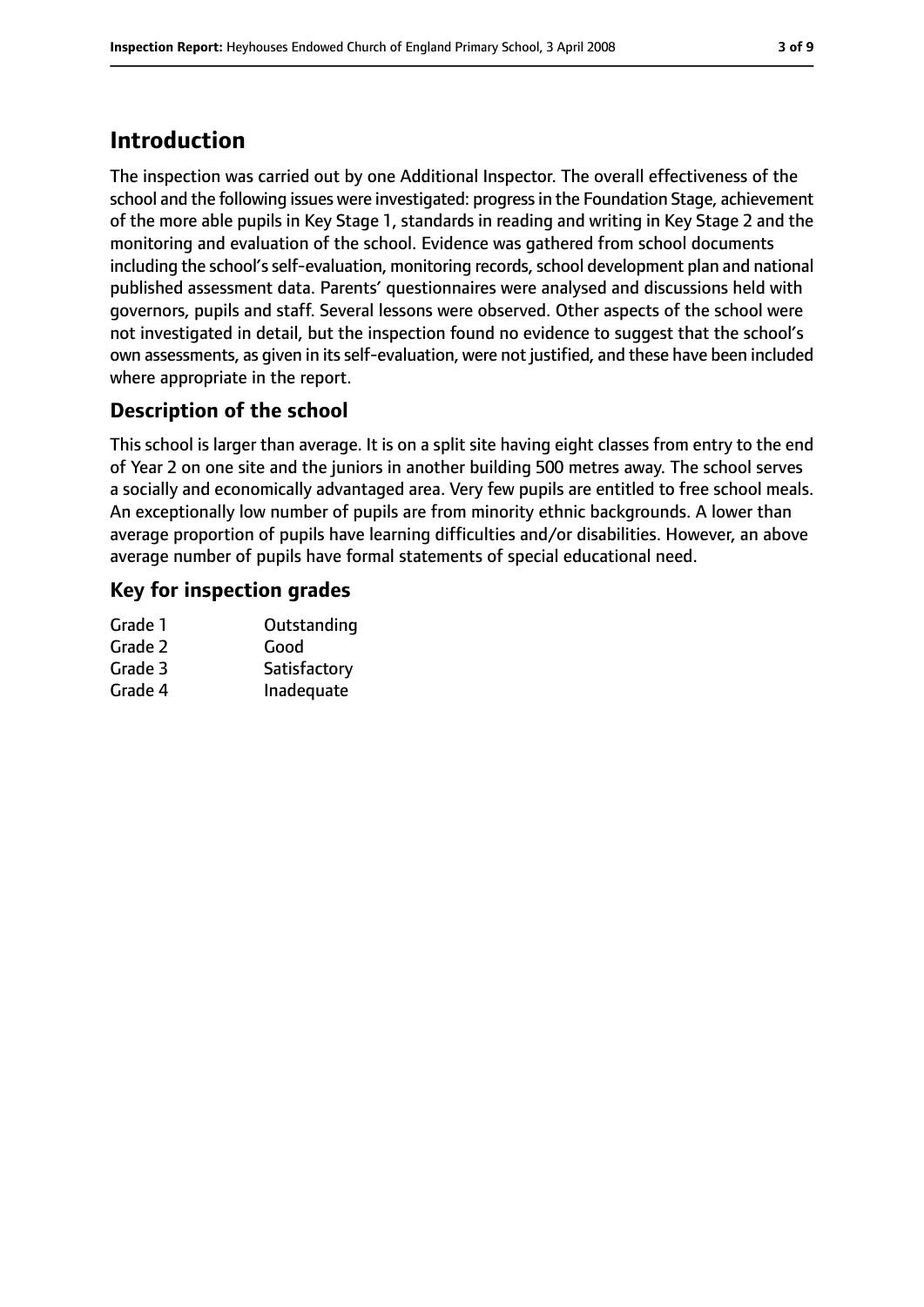# Introduction

The inspection was carried out by one Additional Inspector. The overall effectiveness of the school and the following issues were investigated: progress in the Foundation Stage, achievement of the more able pupils in Key Stage 1, standards in reading and writing in Key Stage 2 and the monitoring and evaluation of the school. Evidence was gathered from school documents including the school's self-evaluation, monitoring records, school development plan and national published assessment data. Parents' questionnaires were analysed and discussions held with governors, pupils and staff. Several lessons were observed. Other aspects of the school were not investigated in detail, but the inspection found no evidence to suggest that the school's own assessments, as given in its self-evaluation, were not justified, and these have been included where appropriate in the report.

## Description of the school

This school is larger than average. It is on a split site having eight classes from entry to the end of Year 2 on one site and the juniors in another building 500 metres away. The school serves a socially and economically advantaged area. Very few pupils are entitled to free school meals. An exceptionally low number of pupils are from minority ethnic backgrounds. A lower than average proportion of pupils have learning difficulties and/or disabilities. However, an above average number of pupils have formal statements of special educational need.

## Key for inspection grades

| | |
|---|---|
| Grade 1 | Outstanding |
| Grade 2 | Good |
| Grade 3 | Satisfactory |
| Grade 4 | Inadequate |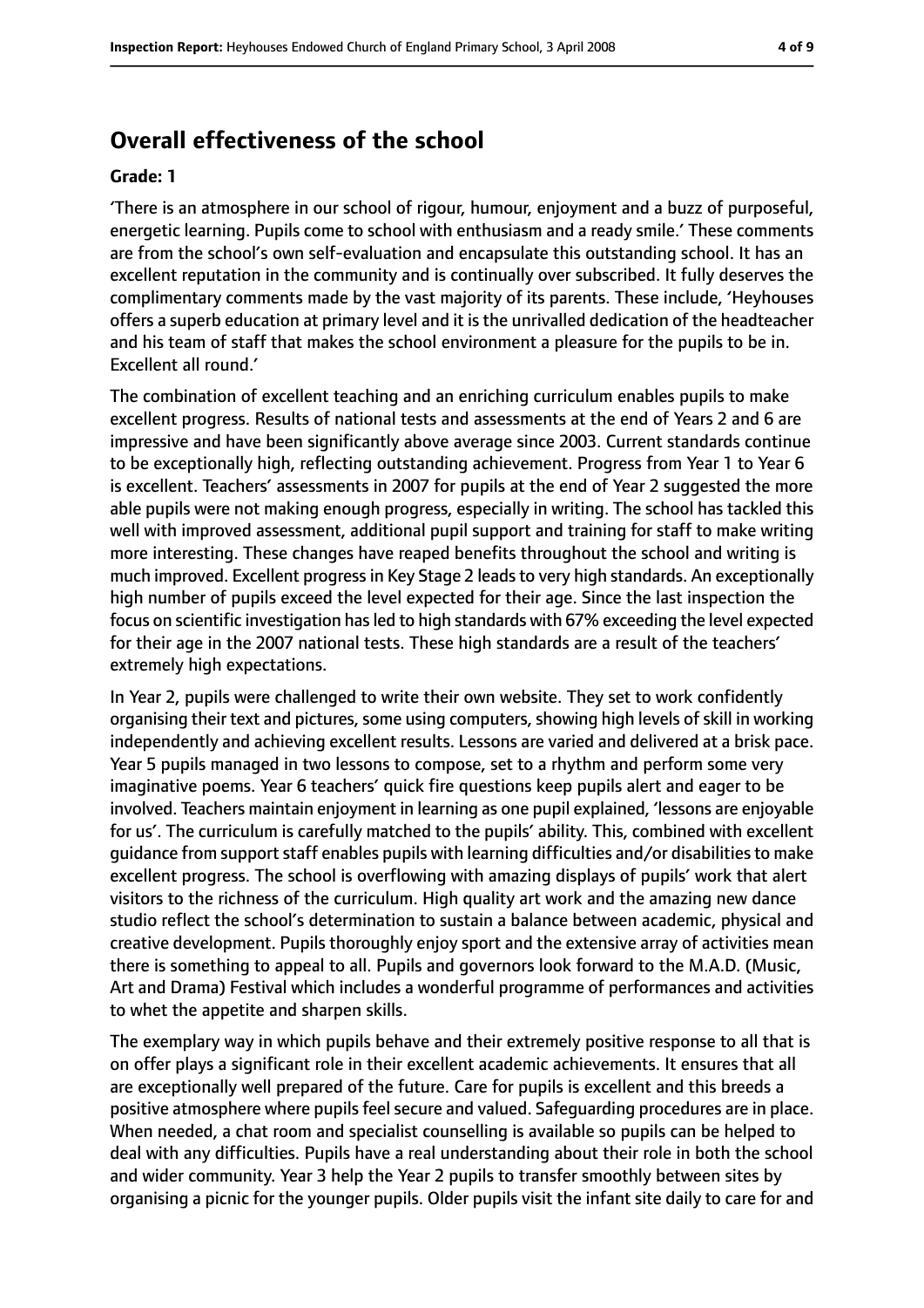## Overall effectiveness of the school

**Grade: 1**

'There is an atmosphere in our school of rigour, humour, enjoyment and a buzz of purposeful, energetic learning. Pupils come to school with enthusiasm and a ready smile.' These comments are from the school's own self-evaluation and encapsulate this outstanding school. It has an excellent reputation in the community and is continually over subscribed. It fully deserves the complimentary comments made by the vast majority of its parents. These include, 'Heyhouses offers a superb education at primary level and it is the unrivalled dedication of the headteacher and his team of staff that makes the school environment a pleasure for the pupils to be in. Excellent all round.'

The combination of excellent teaching and an enriching curriculum enables pupils to make excellent progress. Results of national tests and assessments at the end of Years 2 and 6 are impressive and have been significantly above average since 2003. Current standards continue to be exceptionally high, reflecting outstanding achievement. Progress from Year 1 to Year 6 is excellent. Teachers' assessments in 2007 for pupils at the end of Year 2 suggested the more able pupils were not making enough progress, especially in writing. The school has tackled this well with improved assessment, additional pupil support and training for staff to make writing more interesting. These changes have reaped benefits throughout the school and writing is much improved. Excellent progress in Key Stage 2 leads to very high standards. An exceptionally high number of pupils exceed the level expected for their age. Since the last inspection the focus on scientific investigation has led to high standards with 67% exceeding the level expected for their age in the 2007 national tests. These high standards are a result of the teachers' extremely high expectations.

In Year 2, pupils were challenged to write their own website. They set to work confidently organising their text and pictures, some using computers, showing high levels of skill in working independently and achieving excellent results. Lessons are varied and delivered at a brisk pace. Year 5 pupils managed in two lessons to compose, set to a rhythm and perform some very imaginative poems. Year 6 teachers' quick fire questions keep pupils alert and eager to be involved. Teachers maintain enjoyment in learning as one pupil explained, 'lessons are enjoyable for us'. The curriculum is carefully matched to the pupils' ability. This, combined with excellent guidance from support staff enables pupils with learning difficulties and/or disabilities to make excellent progress. The school is overflowing with amazing displays of pupils' work that alert visitors to the richness of the curriculum. High quality art work and the amazing new dance studio reflect the school's determination to sustain a balance between academic, physical and creative development. Pupils thoroughly enjoy sport and the extensive array of activities mean there is something to appeal to all. Pupils and governors look forward to the M.A.D. (Music, Art and Drama) Festival which includes a wonderful programme of performances and activities to whet the appetite and sharpen skills.

The exemplary way in which pupils behave and their extremely positive response to all that is on offer plays a significant role in their excellent academic achievements. It ensures that all are exceptionally well prepared of the future. Care for pupils is excellent and this breeds a positive atmosphere where pupils feel secure and valued. Safeguarding procedures are in place. When needed, a chat room and specialist counselling is available so pupils can be helped to deal with any difficulties. Pupils have a real understanding about their role in both the school and wider community. Year 3 help the Year 2 pupils to transfer smoothly between sites by organising a picnic for the younger pupils. Older pupils visit the infant site daily to care for and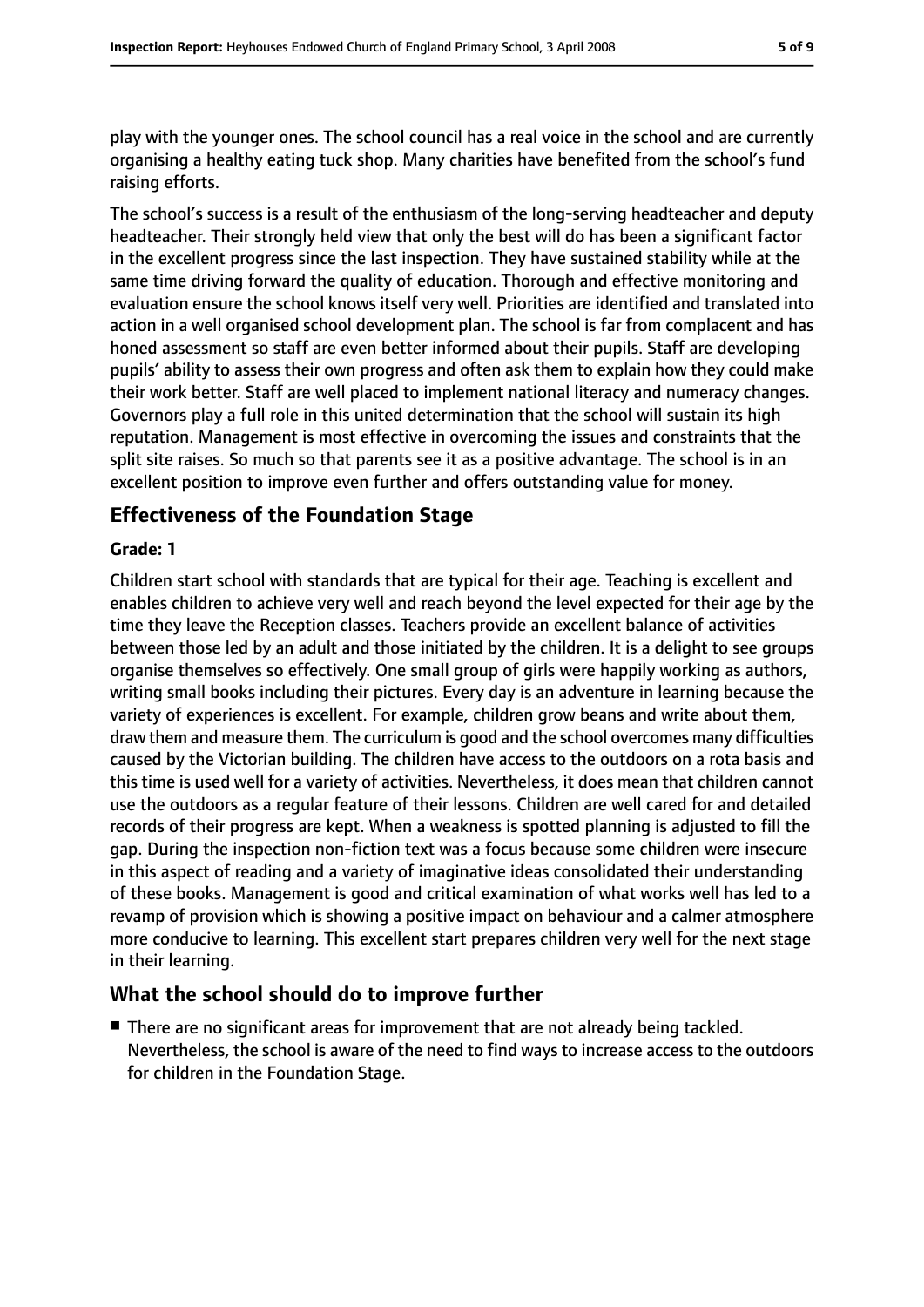play with the younger ones. The school council has a real voice in the school and are currently organising a healthy eating tuck shop. Many charities have benefited from the school's fund raising efforts.

The school's success is a result of the enthusiasm of the long-serving headteacher and deputy headteacher. Their strongly held view that only the best will do has been a significant factor in the excellent progress since the last inspection. They have sustained stability while at the same time driving forward the quality of education. Thorough and effective monitoring and evaluation ensure the school knows itself very well. Priorities are identified and translated into action in a well organised school development plan. The school is far from complacent and has honed assessment so staff are even better informed about their pupils. Staff are developing pupils' ability to assess their own progress and often ask them to explain how they could make their work better. Staff are well placed to implement national literacy and numeracy changes. Governors play a full role in this united determination that the school will sustain its high reputation. Management is most effective in overcoming the issues and constraints that the split site raises. So much so that parents see it as a positive advantage. The school is in an excellent position to improve even further and offers outstanding value for money.

## Effectiveness of the Foundation Stage

**Grade: 1**

Children start school with standards that are typical for their age. Teaching is excellent and enables children to achieve very well and reach beyond the level expected for their age by the time they leave the Reception classes. Teachers provide an excellent balance of activities between those led by an adult and those initiated by the children. It is a delight to see groups organise themselves so effectively. One small group of girls were happily working as authors, writing small books including their pictures. Every day is an adventure in learning because the variety of experiences is excellent. For example, children grow beans and write about them, draw them and measure them. The curriculum is good and the school overcomes many difficulties caused by the Victorian building. The children have access to the outdoors on a rota basis and this time is used well for a variety of activities. Nevertheless, it does mean that children cannot use the outdoors as a regular feature of their lessons. Children are well cared for and detailed records of their progress are kept. When a weakness is spotted planning is adjusted to fill the gap. During the inspection non-fiction text was a focus because some children were insecure in this aspect of reading and a variety of imaginative ideas consolidated their understanding of these books. Management is good and critical examination of what works well has led to a revamp of provision which is showing a positive impact on behaviour and a calmer atmosphere more conducive to learning. This excellent start prepares children very well for the next stage in their learning.

## What the school should do to improve further

- There are no significant areas for improvement that are not already being tackled. Nevertheless, the school is aware of the need to find ways to increase access to the outdoors for children in the Foundation Stage.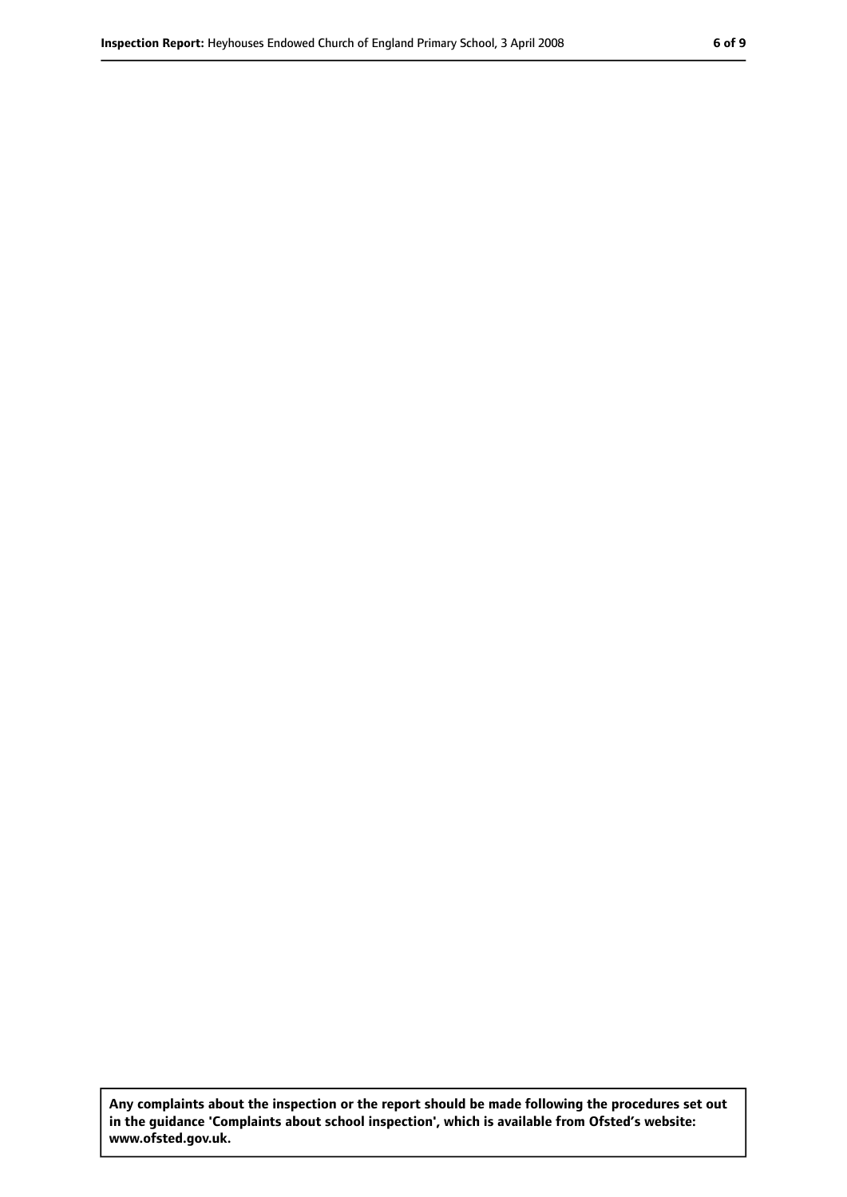**Any complaints about the inspection or the report should be made following the procedures set out in the guidance 'Complaints about school inspection', which is available from Ofsted's website: www.ofsted.gov.uk.**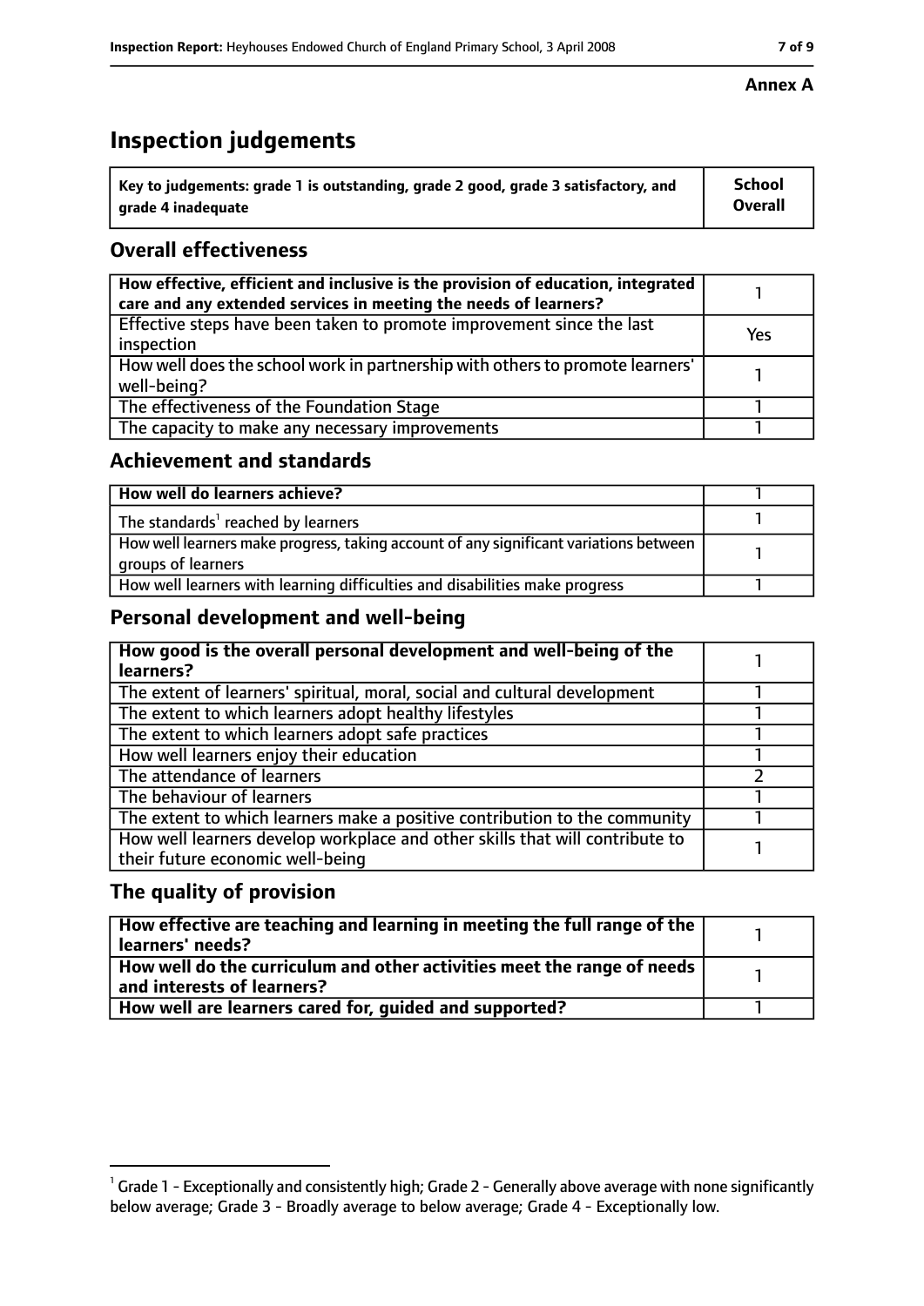**Annex A**

# Inspection judgements

| Key to judgements: grade 1 is outstanding, grade 2 good, grade 3 satisfactory, and grade 4 inadequate | School Overall |
|---|---|

## Overall effectiveness

| | |
|---|---|
| How effective, efficient and inclusive is the provision of education, integrated care and any extended services in meeting the needs of learners? | 1 |
| Effective steps have been taken to promote improvement since the last inspection | Yes |
| How well does the school work in partnership with others to promote learners' well-being? | 1 |
| The effectiveness of the Foundation Stage | 1 |
| The capacity to make any necessary improvements | 1 |

## Achievement and standards

| | |
|---|---|
| **How well do learners achieve?** | 1 |
| The standards[1] reached by learners | 1 |
| How well learners make progress, taking account of any significant variations between groups of learners | 1 |
| How well learners with learning difficulties and disabilities make progress | 1 |

## Personal development and well-being

| | |
|---|---|
| **How good is the overall personal development and well-being of the learners?** | 1 |
| The extent of learners' spiritual, moral, social and cultural development | 1 |
| The extent to which learners adopt healthy lifestyles | 1 |
| The extent to which learners adopt safe practices | 1 |
| How well learners enjoy their education | 1 |
| The attendance of learners | 2 |
| The behaviour of learners | 1 |
| The extent to which learners make a positive contribution to the community | 1 |
| How well learners develop workplace and other skills that will contribute to their future economic well-being | 1 |

## The quality of provision

| | |
|---|---|
| **How effective are teaching and learning in meeting the full range of the learners' needs?** | 1 |
| **How well do the curriculum and other activities meet the range of needs and interests of learners?** | 1 |
| **How well are learners cared for, guided and supported?** | 1 |

[1] Grade 1 - Exceptionally and consistently high; Grade 2 - Generally above average with none significantly below average; Grade 3 - Broadly average to below average; Grade 4 - Exceptionally low.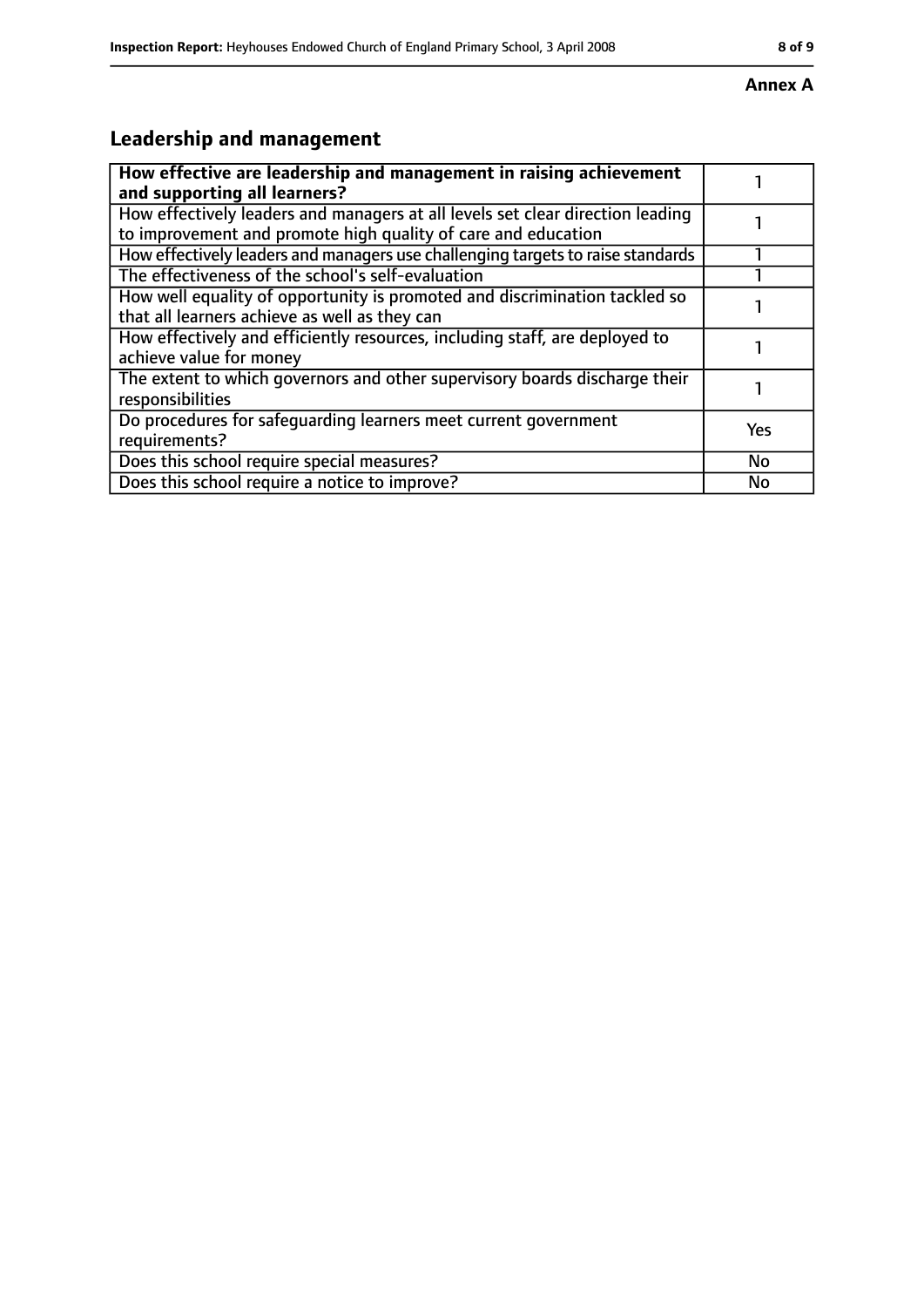**Annex A**

## Leadership and management

| How effective are leadership and management in raising achievement and supporting all learners? | 1 |
|---|---|
| How effectively leaders and managers at all levels set clear direction leading to improvement and promote high quality of care and education | 1 |
| How effectively leaders and managers use challenging targets to raise standards | 1 |
| The effectiveness of the school's self-evaluation | 1 |
| How well equality of opportunity is promoted and discrimination tackled so that all learners achieve as well as they can | 1 |
| How effectively and efficiently resources, including staff, are deployed to achieve value for money | 1 |
| The extent to which governors and other supervisory boards discharge their responsibilities | 1 |
| Do procedures for safeguarding learners meet current government requirements? | Yes |
| Does this school require special measures? | No |
| Does this school require a notice to improve? | No |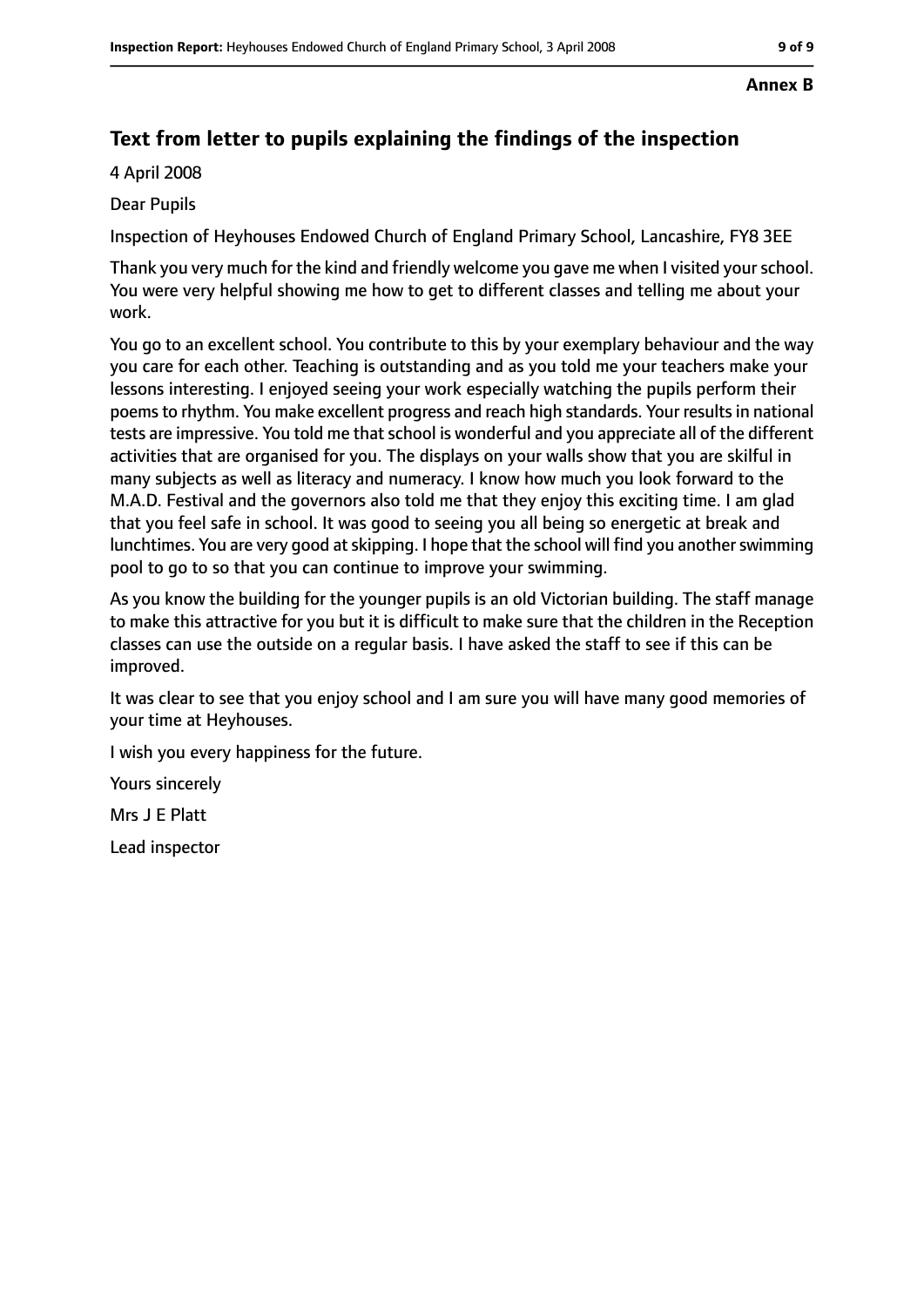**Annex B**

## Text from letter to pupils explaining the findings of the inspection

4 April 2008

Dear Pupils

Inspection of Heyhouses Endowed Church of England Primary School, Lancashire, FY8 3EE

Thank you very much for the kind and friendly welcome you gave me when I visited your school. You were very helpful showing me how to get to different classes and telling me about your work.

You go to an excellent school. You contribute to this by your exemplary behaviour and the way you care for each other. Teaching is outstanding and as you told me your teachers make your lessons interesting. I enjoyed seeing your work especially watching the pupils perform their poems to rhythm. You make excellent progress and reach high standards. Your results in national tests are impressive. You told me that school is wonderful and you appreciate all of the different activities that are organised for you. The displays on your walls show that you are skilful in many subjects as well as literacy and numeracy. I know how much you look forward to the M.A.D. Festival and the governors also told me that they enjoy this exciting time. I am glad that you feel safe in school. It was good to seeing you all being so energetic at break and lunchtimes. You are very good at skipping. I hope that the school will find you another swimming pool to go to so that you can continue to improve your swimming.

As you know the building for the younger pupils is an old Victorian building. The staff manage to make this attractive for you but it is difficult to make sure that the children in the Reception classes can use the outside on a regular basis. I have asked the staff to see if this can be improved.

It was clear to see that you enjoy school and I am sure you will have many good memories of your time at Heyhouses.

I wish you every happiness for the future.

Yours sincerely

Mrs J E Platt

Lead inspector